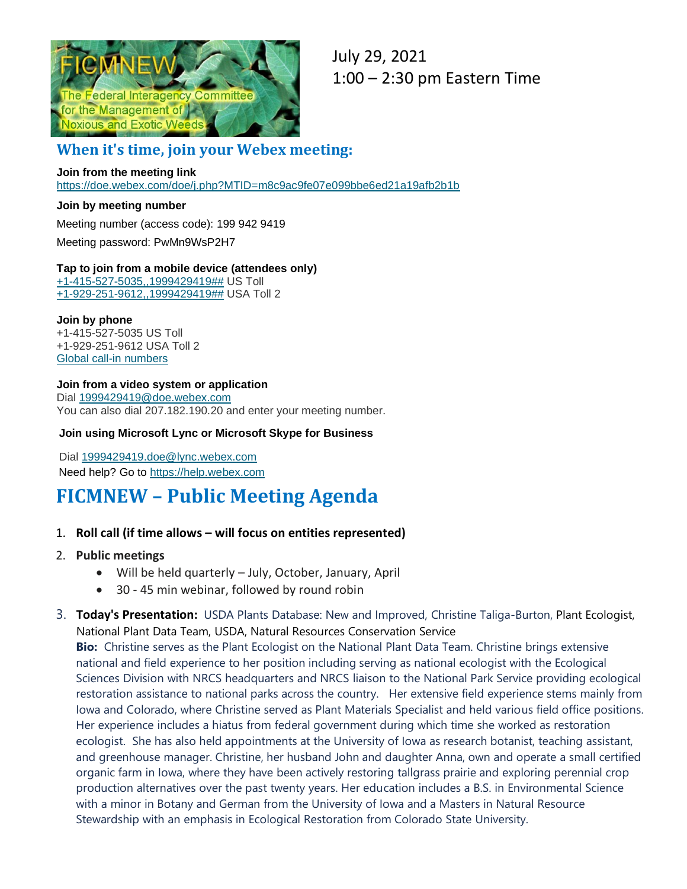FICMNEW

The Federal Interagency Committee for the Management of Noxious and Exotic Weeds

July 29, 2021
1:00 – 2:30 pm Eastern Time

## When it's time, join your Webex meeting:

**Join from the meeting link**
https://doe.webex.com/doe/j.php?MTID=m8c9ac9fe07e099bbe6ed21a19afb2b1b

**Join by meeting number**

Meeting number (access code): 199 942 9419

Meeting password: PwMn9WsP2H7

**Tap to join from a mobile device (attendees only)**
+1-415-527-5035,,1999429419## US Toll
+1-929-251-9612,,1999429419## USA Toll 2

**Join by phone**
+1-415-527-5035 US Toll
+1-929-251-9612 USA Toll 2
Global call-in numbers

**Join from a video system or application**
Dial 1999429419@doe.webex.com
You can also dial 207.182.190.20 and enter your meeting number.

**Join using Microsoft Lync or Microsoft Skype for Business**

Dial 1999429419.doe@lync.webex.com
Need help? Go to https://help.webex.com

# FICMNEW – Public Meeting Agenda

1. **Roll call (if time allows – will focus on entities represented)**
2. **Public meetings**
   - Will be held quarterly – July, October, January, April
   - 30 - 45 min webinar, followed by round robin
3. **Today's Presentation:** USDA Plants Database: New and Improved, Christine Taliga-Burton, Plant Ecologist, National Plant Data Team, USDA, Natural Resources Conservation Service
   **Bio:** Christine serves as the Plant Ecologist on the National Plant Data Team. Christine brings extensive national and field experience to her position including serving as national ecologist with the Ecological Sciences Division with NRCS headquarters and NRCS liaison to the National Park Service providing ecological restoration assistance to national parks across the country. Her extensive field experience stems mainly from Iowa and Colorado, where Christine served as Plant Materials Specialist and held various field office positions. Her experience includes a hiatus from federal government during which time she worked as restoration ecologist. She has also held appointments at the University of Iowa as research botanist, teaching assistant, and greenhouse manager. Christine, her husband John and daughter Anna, own and operate a small certified organic farm in Iowa, where they have been actively restoring tallgrass prairie and exploring perennial crop production alternatives over the past twenty years. Her education includes a B.S. in Environmental Science with a minor in Botany and German from the University of Iowa and a Masters in Natural Resource Stewardship with an emphasis in Ecological Restoration from Colorado State University.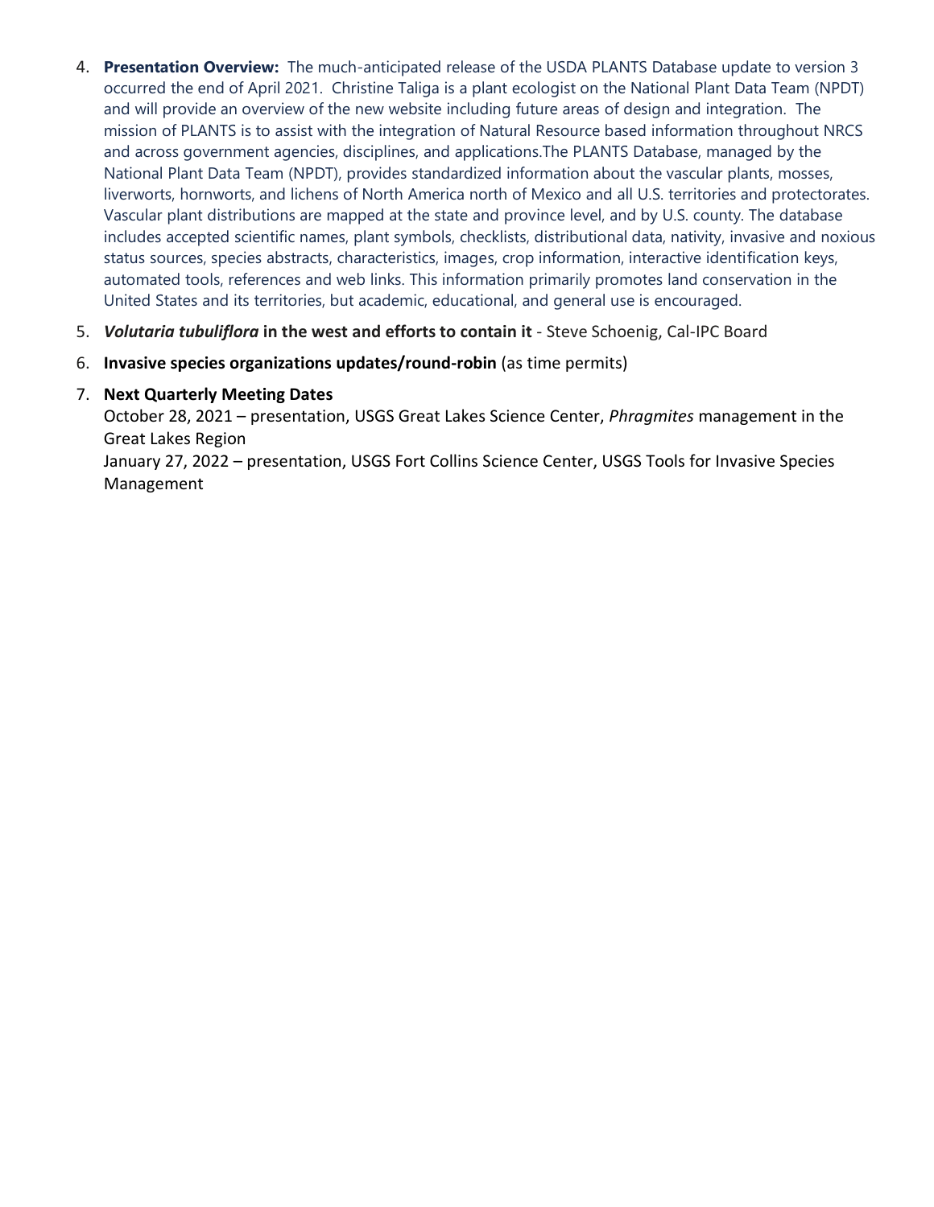4. **Presentation Overview:** The much-anticipated release of the USDA PLANTS Database update to version 3 occurred the end of April 2021. Christine Taliga is a plant ecologist on the National Plant Data Team (NPDT) and will provide an overview of the new website including future areas of design and integration. The mission of PLANTS is to assist with the integration of Natural Resource based information throughout NRCS and across government agencies, disciplines, and applications.The PLANTS Database, managed by the National Plant Data Team (NPDT), provides standardized information about the vascular plants, mosses, liverworts, hornworts, and lichens of North America north of Mexico and all U.S. territories and protectorates. Vascular plant distributions are mapped at the state and province level, and by U.S. county. The database includes accepted scientific names, plant symbols, checklists, distributional data, nativity, invasive and noxious status sources, species abstracts, characteristics, images, crop information, interactive identification keys, automated tools, references and web links. This information primarily promotes land conservation in the United States and its territories, but academic, educational, and general use is encouraged.
5. ***Volutaria tubuliflora* in the west and efforts to contain it** - Steve Schoenig, Cal-IPC Board
6. **Invasive species organizations updates/round-robin** (as time permits)
7. **Next Quarterly Meeting Dates**
   October 28, 2021 – presentation, USGS Great Lakes Science Center, *Phragmites* management in the Great Lakes Region
   January 27, 2022 – presentation, USGS Fort Collins Science Center, USGS Tools for Invasive Species Management